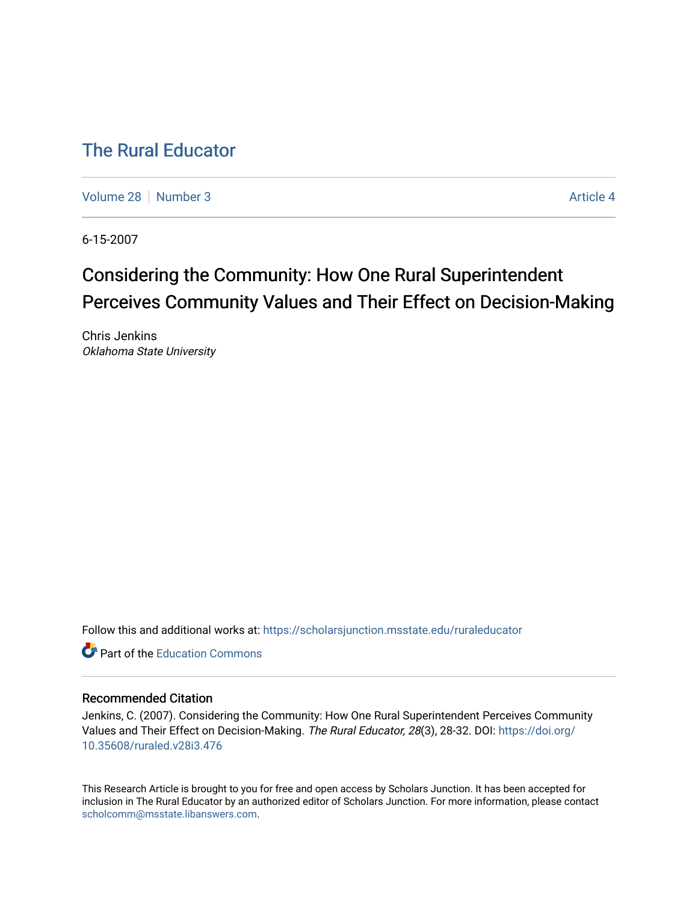# The Rural Educator

Volume 28 | Number 3 | Article 4

6-15-2007

## Considering the Community: How One Rural Superintendent Perceives Community Values and Their Effect on Decision-Making

Chris Jenkins
*Oklahoma State University*

Follow this and additional works at: https://scholarsjunction.msstate.edu/ruraleducator

Part of the Education Commons

### Recommended Citation

Jenkins, C. (2007). Considering the Community: How One Rural Superintendent Perceives Community Values and Their Effect on Decision-Making. *The Rural Educator, 28*(3), 28-32. DOI: https://doi.org/10.35608/ruraled.v28i3.476

This Research Article is brought to you for free and open access by Scholars Junction. It has been accepted for inclusion in The Rural Educator by an authorized editor of Scholars Junction. For more information, please contact scholcomm@msstate.libanswers.com.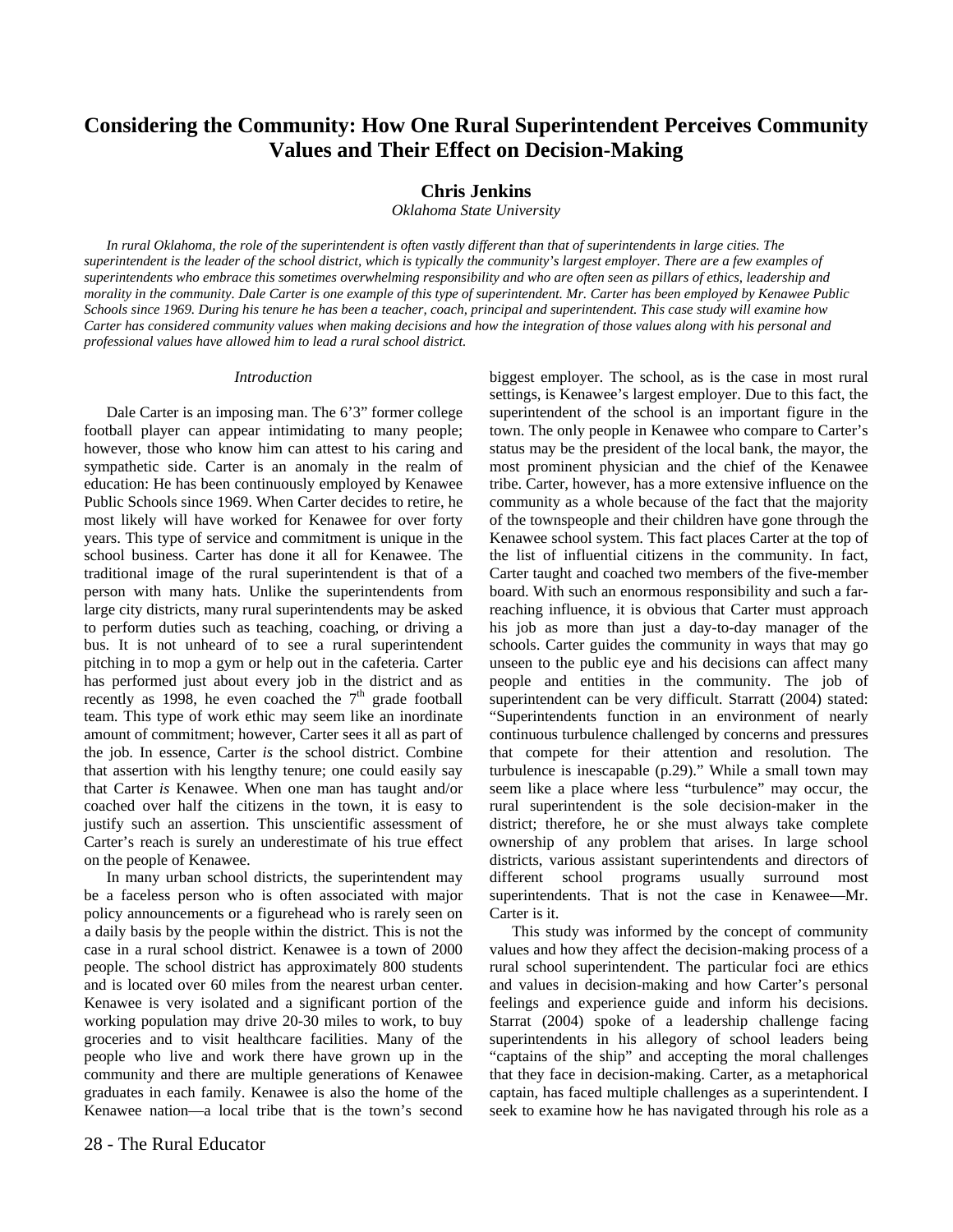# Considering the Community: How One Rural Superintendent Perceives Community Values and Their Effect on Decision-Making

**Chris Jenkins**
*Oklahoma State University*

*In rural Oklahoma, the role of the superintendent is often vastly different than that of superintendents in large cities. The superintendent is the leader of the school district, which is typically the community's largest employer. There are a few examples of superintendents who embrace this sometimes overwhelming responsibility and who are often seen as pillars of ethics, leadership and morality in the community. Dale Carter is one example of this type of superintendent. Mr. Carter has been employed by Kenawee Public Schools since 1969. During his tenure he has been a teacher, coach, principal and superintendent. This case study will examine how Carter has considered community values when making decisions and how the integration of those values along with his personal and professional values have allowed him to lead a rural school district.*

## *Introduction*

Dale Carter is an imposing man. The 6'3" former college football player can appear intimidating to many people; however, those who know him can attest to his caring and sympathetic side. Carter is an anomaly in the realm of education: He has been continuously employed by Kenawee Public Schools since 1969. When Carter decides to retire, he most likely will have worked for Kenawee for over forty years. This type of service and commitment is unique in the school business. Carter has done it all for Kenawee. The traditional image of the rural superintendent is that of a person with many hats. Unlike the superintendents from large city districts, many rural superintendents may be asked to perform duties such as teaching, coaching, or driving a bus. It is not unheard of to see a rural superintendent pitching in to mop a gym or help out in the cafeteria. Carter has performed just about every job in the district and as recently as 1998, he even coached the 7th grade football team. This type of work ethic may seem like an inordinate amount of commitment; however, Carter sees it all as part of the job. In essence, Carter *is* the school district. Combine that assertion with his lengthy tenure; one could easily say that Carter *is* Kenawee. When one man has taught and/or coached over half the citizens in the town, it is easy to justify such an assertion. This unscientific assessment of Carter's reach is surely an underestimate of his true effect on the people of Kenawee.

In many urban school districts, the superintendent may be a faceless person who is often associated with major policy announcements or a figurehead who is rarely seen on a daily basis by the people within the district. This is not the case in a rural school district. Kenawee is a town of 2000 people. The school district has approximately 800 students and is located over 60 miles from the nearest urban center. Kenawee is very isolated and a significant portion of the working population may drive 20-30 miles to work, to buy groceries and to visit healthcare facilities. Many of the people who live and work there have grown up in the community and there are multiple generations of Kenawee graduates in each family. Kenawee is also the home of the Kenawee nation—a local tribe that is the town's second biggest employer. The school, as is the case in most rural settings, is Kenawee's largest employer. Due to this fact, the superintendent of the school is an important figure in the town. The only people in Kenawee who compare to Carter's status may be the president of the local bank, the mayor, the most prominent physician and the chief of the Kenawee tribe. Carter, however, has a more extensive influence on the community as a whole because of the fact that the majority of the townspeople and their children have gone through the Kenawee school system. This fact places Carter at the top of the list of influential citizens in the community. In fact, Carter taught and coached two members of the five-member board. With such an enormous responsibility and such a far-reaching influence, it is obvious that Carter must approach his job as more than just a day-to-day manager of the schools. Carter guides the community in ways that may go unseen to the public eye and his decisions can affect many people and entities in the community. The job of superintendent can be very difficult. Starratt (2004) stated: "Superintendents function in an environment of nearly continuous turbulence challenged by concerns and pressures that compete for their attention and resolution. The turbulence is inescapable (p.29)." While a small town may seem like a place where less "turbulence" may occur, the rural superintendent is the sole decision-maker in the district; therefore, he or she must always take complete ownership of any problem that arises. In large school districts, various assistant superintendents and directors of different school programs usually surround most superintendents. That is not the case in Kenawee—Mr. Carter is it.

This study was informed by the concept of community values and how they affect the decision-making process of a rural school superintendent. The particular foci are ethics and values in decision-making and how Carter's personal feelings and experience guide and inform his decisions. Starrat (2004) spoke of a leadership challenge facing superintendents in his allegory of school leaders being "captains of the ship" and accepting the moral challenges that they face in decision-making. Carter, as a metaphorical captain, has faced multiple challenges as a superintendent. I seek to examine how he has navigated through his role as a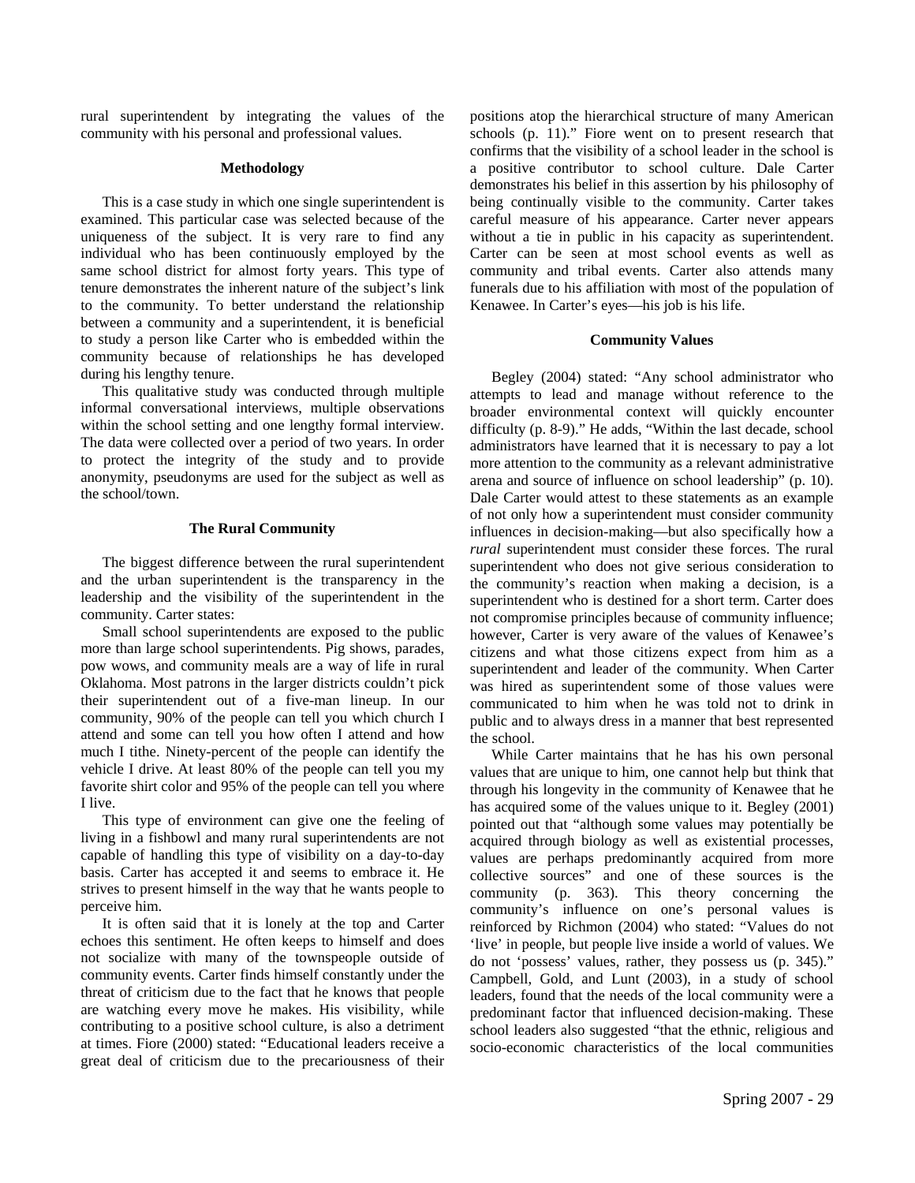rural superintendent by integrating the values of the community with his personal and professional values.

### Methodology

This is a case study in which one single superintendent is examined. This particular case was selected because of the uniqueness of the subject. It is very rare to find any individual who has been continuously employed by the same school district for almost forty years. This type of tenure demonstrates the inherent nature of the subject's link to the community. To better understand the relationship between a community and a superintendent, it is beneficial to study a person like Carter who is embedded within the community because of relationships he has developed during his lengthy tenure.

This qualitative study was conducted through multiple informal conversational interviews, multiple observations within the school setting and one lengthy formal interview. The data were collected over a period of two years. In order to protect the integrity of the study and to provide anonymity, pseudonyms are used for the subject as well as the school/town.

### The Rural Community

The biggest difference between the rural superintendent and the urban superintendent is the transparency in the leadership and the visibility of the superintendent in the community. Carter states:

Small school superintendents are exposed to the public more than large school superintendents. Pig shows, parades, pow wows, and community meals are a way of life in rural Oklahoma. Most patrons in the larger districts couldn't pick their superintendent out of a five-man lineup. In our community, 90% of the people can tell you which church I attend and some can tell you how often I attend and how much I tithe. Ninety-percent of the people can identify the vehicle I drive. At least 80% of the people can tell you my favorite shirt color and 95% of the people can tell you where I live.

This type of environment can give one the feeling of living in a fishbowl and many rural superintendents are not capable of handling this type of visibility on a day-to-day basis. Carter has accepted it and seems to embrace it. He strives to present himself in the way that he wants people to perceive him.

It is often said that it is lonely at the top and Carter echoes this sentiment. He often keeps to himself and does not socialize with many of the townspeople outside of community events. Carter finds himself constantly under the threat of criticism due to the fact that he knows that people are watching every move he makes. His visibility, while contributing to a positive school culture, is also a detriment at times. Fiore (2000) stated: "Educational leaders receive a great deal of criticism due to the precariousness of their positions atop the hierarchical structure of many American schools (p. 11)." Fiore went on to present research that confirms that the visibility of a school leader in the school is a positive contributor to school culture. Dale Carter demonstrates his belief in this assertion by his philosophy of being continually visible to the community. Carter takes careful measure of his appearance. Carter never appears without a tie in public in his capacity as superintendent. Carter can be seen at most school events as well as community and tribal events. Carter also attends many funerals due to his affiliation with most of the population of Kenawee. In Carter's eyes—his job is his life.

### Community Values

Begley (2004) stated: "Any school administrator who attempts to lead and manage without reference to the broader environmental context will quickly encounter difficulty (p. 8-9)." He adds, "Within the last decade, school administrators have learned that it is necessary to pay a lot more attention to the community as a relevant administrative arena and source of influence on school leadership" (p. 10). Dale Carter would attest to these statements as an example of not only how a superintendent must consider community influences in decision-making—but also specifically how a *rural* superintendent must consider these forces. The rural superintendent who does not give serious consideration to the community's reaction when making a decision, is a superintendent who is destined for a short term. Carter does not compromise principles because of community influence; however, Carter is very aware of the values of Kenawee's citizens and what those citizens expect from him as a superintendent and leader of the community. When Carter was hired as superintendent some of those values were communicated to him when he was told not to drink in public and to always dress in a manner that best represented the school.

While Carter maintains that he has his own personal values that are unique to him, one cannot help but think that through his longevity in the community of Kenawee that he has acquired some of the values unique to it. Begley (2001) pointed out that "although some values may potentially be acquired through biology as well as existential processes, values are perhaps predominantly acquired from more collective sources" and one of these sources is the community (p. 363). This theory concerning the community's influence on one's personal values is reinforced by Richmon (2004) who stated: "Values do not 'live' in people, but people live inside a world of values. We do not 'possess' values, rather, they possess us (p. 345)." Campbell, Gold, and Lunt (2003), in a study of school leaders, found that the needs of the local community were a predominant factor that influenced decision-making. These school leaders also suggested "that the ethnic, religious and socio-economic characteristics of the local communities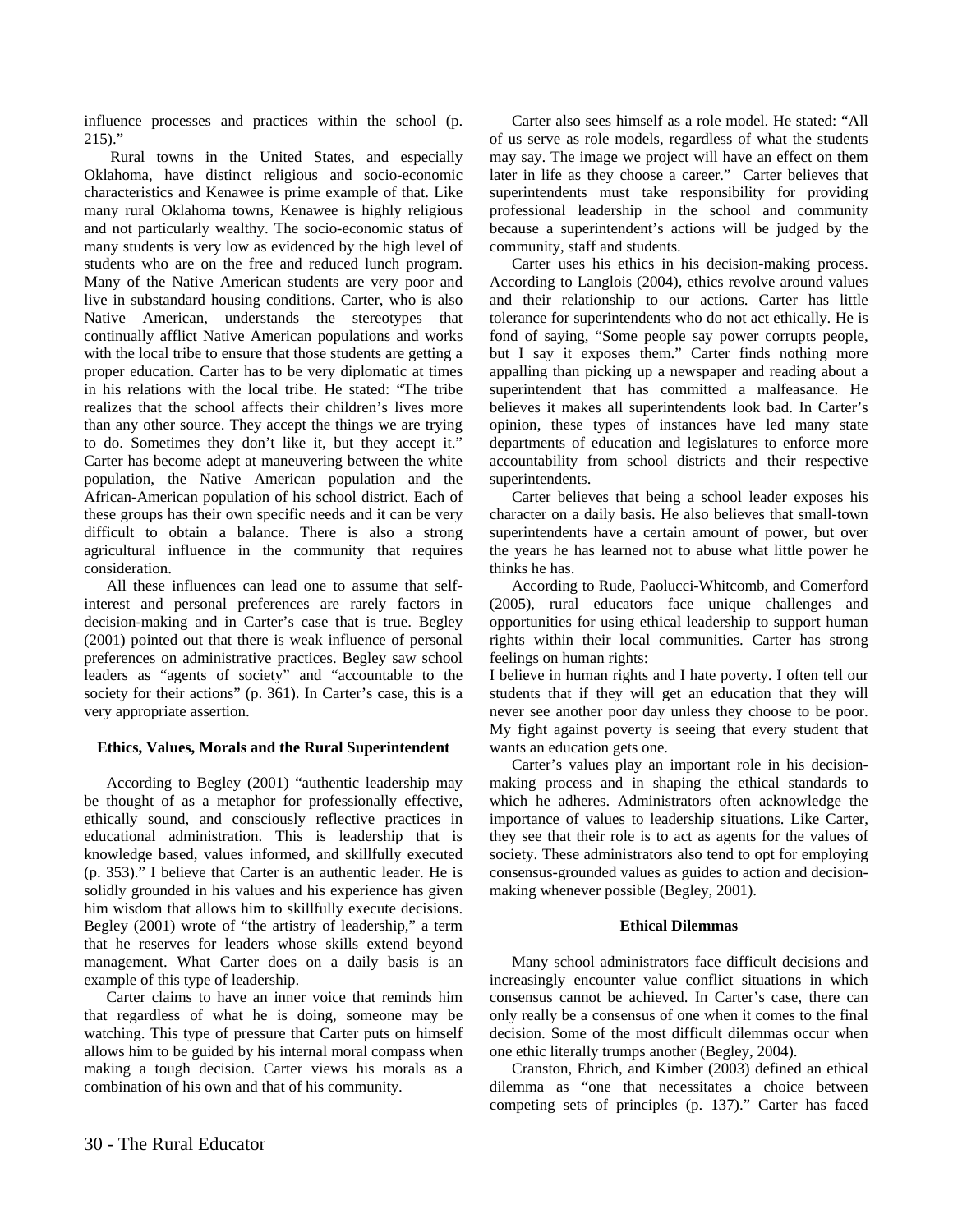influence processes and practices within the school (p. 215)."

Rural towns in the United States, and especially Oklahoma, have distinct religious and socio-economic characteristics and Kenawee is prime example of that. Like many rural Oklahoma towns, Kenawee is highly religious and not particularly wealthy. The socio-economic status of many students is very low as evidenced by the high level of students who are on the free and reduced lunch program. Many of the Native American students are very poor and live in substandard housing conditions. Carter, who is also Native American, understands the stereotypes that continually afflict Native American populations and works with the local tribe to ensure that those students are getting a proper education. Carter has to be very diplomatic at times in his relations with the local tribe. He stated: "The tribe realizes that the school affects their children's lives more than any other source. They accept the things we are trying to do. Sometimes they don't like it, but they accept it." Carter has become adept at maneuvering between the white population, the Native American population and the African-American population of his school district. Each of these groups has their own specific needs and it can be very difficult to obtain a balance. There is also a strong agricultural influence in the community that requires consideration.

All these influences can lead one to assume that self-interest and personal preferences are rarely factors in decision-making and in Carter's case that is true. Begley (2001) pointed out that there is weak influence of personal preferences on administrative practices. Begley saw school leaders as "agents of society" and "accountable to the society for their actions" (p. 361). In Carter's case, this is a very appropriate assertion.

### Ethics, Values, Morals and the Rural Superintendent

According to Begley (2001) "authentic leadership may be thought of as a metaphor for professionally effective, ethically sound, and consciously reflective practices in educational administration. This is leadership that is knowledge based, values informed, and skillfully executed (p. 353)." I believe that Carter is an authentic leader. He is solidly grounded in his values and his experience has given him wisdom that allows him to skillfully execute decisions. Begley (2001) wrote of "the artistry of leadership," a term that he reserves for leaders whose skills extend beyond management. What Carter does on a daily basis is an example of this type of leadership.

Carter claims to have an inner voice that reminds him that regardless of what he is doing, someone may be watching. This type of pressure that Carter puts on himself allows him to be guided by his internal moral compass when making a tough decision. Carter views his morals as a combination of his own and that of his community.

Carter also sees himself as a role model. He stated: "All of us serve as role models, regardless of what the students may say. The image we project will have an effect on them later in life as they choose a career." Carter believes that superintendents must take responsibility for providing professional leadership in the school and community because a superintendent's actions will be judged by the community, staff and students.

Carter uses his ethics in his decision-making process. According to Langlois (2004), ethics revolve around values and their relationship to our actions. Carter has little tolerance for superintendents who do not act ethically. He is fond of saying, "Some people say power corrupts people, but I say it exposes them." Carter finds nothing more appalling than picking up a newspaper and reading about a superintendent that has committed a malfeasance. He believes it makes all superintendents look bad. In Carter's opinion, these types of instances have led many state departments of education and legislatures to enforce more accountability from school districts and their respective superintendents.

Carter believes that being a school leader exposes his character on a daily basis. He also believes that small-town superintendents have a certain amount of power, but over the years he has learned not to abuse what little power he thinks he has.

According to Rude, Paolucci-Whitcomb, and Comerford (2005), rural educators face unique challenges and opportunities for using ethical leadership to support human rights within their local communities. Carter has strong feelings on human rights:

I believe in human rights and I hate poverty. I often tell our students that if they will get an education that they will never see another poor day unless they choose to be poor. My fight against poverty is seeing that every student that wants an education gets one.

Carter's values play an important role in his decision-making process and in shaping the ethical standards to which he adheres. Administrators often acknowledge the importance of values to leadership situations. Like Carter, they see that their role is to act as agents for the values of society. These administrators also tend to opt for employing consensus-grounded values as guides to action and decision-making whenever possible (Begley, 2001).

### Ethical Dilemmas

Many school administrators face difficult decisions and increasingly encounter value conflict situations in which consensus cannot be achieved. In Carter's case, there can only really be a consensus of one when it comes to the final decision. Some of the most difficult dilemmas occur when one ethic literally trumps another (Begley, 2004).

Cranston, Ehrich, and Kimber (2003) defined an ethical dilemma as "one that necessitates a choice between competing sets of principles (p. 137)." Carter has faced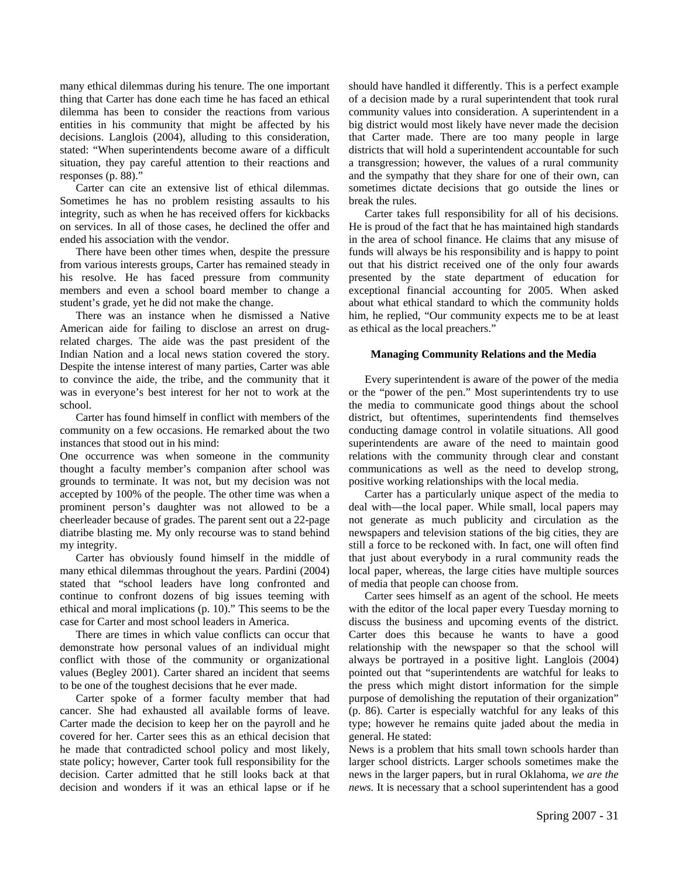many ethical dilemmas during his tenure. The one important thing that Carter has done each time he has faced an ethical dilemma has been to consider the reactions from various entities in his community that might be affected by his decisions. Langlois (2004), alluding to this consideration, stated: "When superintendents become aware of a difficult situation, they pay careful attention to their reactions and responses (p. 88)."

Carter can cite an extensive list of ethical dilemmas. Sometimes he has no problem resisting assaults to his integrity, such as when he has received offers for kickbacks on services. In all of those cases, he declined the offer and ended his association with the vendor.

There have been other times when, despite the pressure from various interests groups, Carter has remained steady in his resolve. He has faced pressure from community members and even a school board member to change a student's grade, yet he did not make the change.

There was an instance when he dismissed a Native American aide for failing to disclose an arrest on drug-related charges. The aide was the past president of the Indian Nation and a local news station covered the story. Despite the intense interest of many parties, Carter was able to convince the aide, the tribe, and the community that it was in everyone's best interest for her not to work at the school.

Carter has found himself in conflict with members of the community on a few occasions. He remarked about the two instances that stood out in his mind:

One occurrence was when someone in the community thought a faculty member's companion after school was grounds to terminate. It was not, but my decision was not accepted by 100% of the people. The other time was when a prominent person's daughter was not allowed to be a cheerleader because of grades. The parent sent out a 22-page diatribe blasting me. My only recourse was to stand behind my integrity.

Carter has obviously found himself in the middle of many ethical dilemmas throughout the years. Pardini (2004) stated that "school leaders have long confronted and continue to confront dozens of big issues teeming with ethical and moral implications (p. 10)." This seems to be the case for Carter and most school leaders in America.

There are times in which value conflicts can occur that demonstrate how personal values of an individual might conflict with those of the community or organizational values (Begley 2001). Carter shared an incident that seems to be one of the toughest decisions that he ever made.

Carter spoke of a former faculty member that had cancer. She had exhausted all available forms of leave. Carter made the decision to keep her on the payroll and he covered for her. Carter sees this as an ethical decision that he made that contradicted school policy and most likely, state policy; however, Carter took full responsibility for the decision. Carter admitted that he still looks back at that decision and wonders if it was an ethical lapse or if he should have handled it differently. This is a perfect example of a decision made by a rural superintendent that took rural community values into consideration. A superintendent in a big district would most likely have never made the decision that Carter made. There are too many people in large districts that will hold a superintendent accountable for such a transgression; however, the values of a rural community and the sympathy that they share for one of their own, can sometimes dictate decisions that go outside the lines or break the rules.

Carter takes full responsibility for all of his decisions. He is proud of the fact that he has maintained high standards in the area of school finance. He claims that any misuse of funds will always be his responsibility and is happy to point out that his district received one of the only four awards presented by the state department of education for exceptional financial accounting for 2005. When asked about what ethical standard to which the community holds him, he replied, "Our community expects me to be at least as ethical as the local preachers."

## Managing Community Relations and the Media

Every superintendent is aware of the power of the media or the "power of the pen." Most superintendents try to use the media to communicate good things about the school district, but oftentimes, superintendents find themselves conducting damage control in volatile situations. All good superintendents are aware of the need to maintain good relations with the community through clear and constant communications as well as the need to develop strong, positive working relationships with the local media.

Carter has a particularly unique aspect of the media to deal with—the local paper. While small, local papers may not generate as much publicity and circulation as the newspapers and television stations of the big cities, they are still a force to be reckoned with. In fact, one will often find that just about everybody in a rural community reads the local paper, whereas, the large cities have multiple sources of media that people can choose from.

Carter sees himself as an agent of the school. He meets with the editor of the local paper every Tuesday morning to discuss the business and upcoming events of the district. Carter does this because he wants to have a good relationship with the newspaper so that the school will always be portrayed in a positive light. Langlois (2004) pointed out that "superintendents are watchful for leaks to the press which might distort information for the simple purpose of demolishing the reputation of their organization" (p. 86). Carter is especially watchful for any leaks of this type; however he remains quite jaded about the media in general. He stated:

News is a problem that hits small town schools harder than larger school districts. Larger schools sometimes make the news in the larger papers, but in rural Oklahoma, *we are the news.* It is necessary that a school superintendent has a good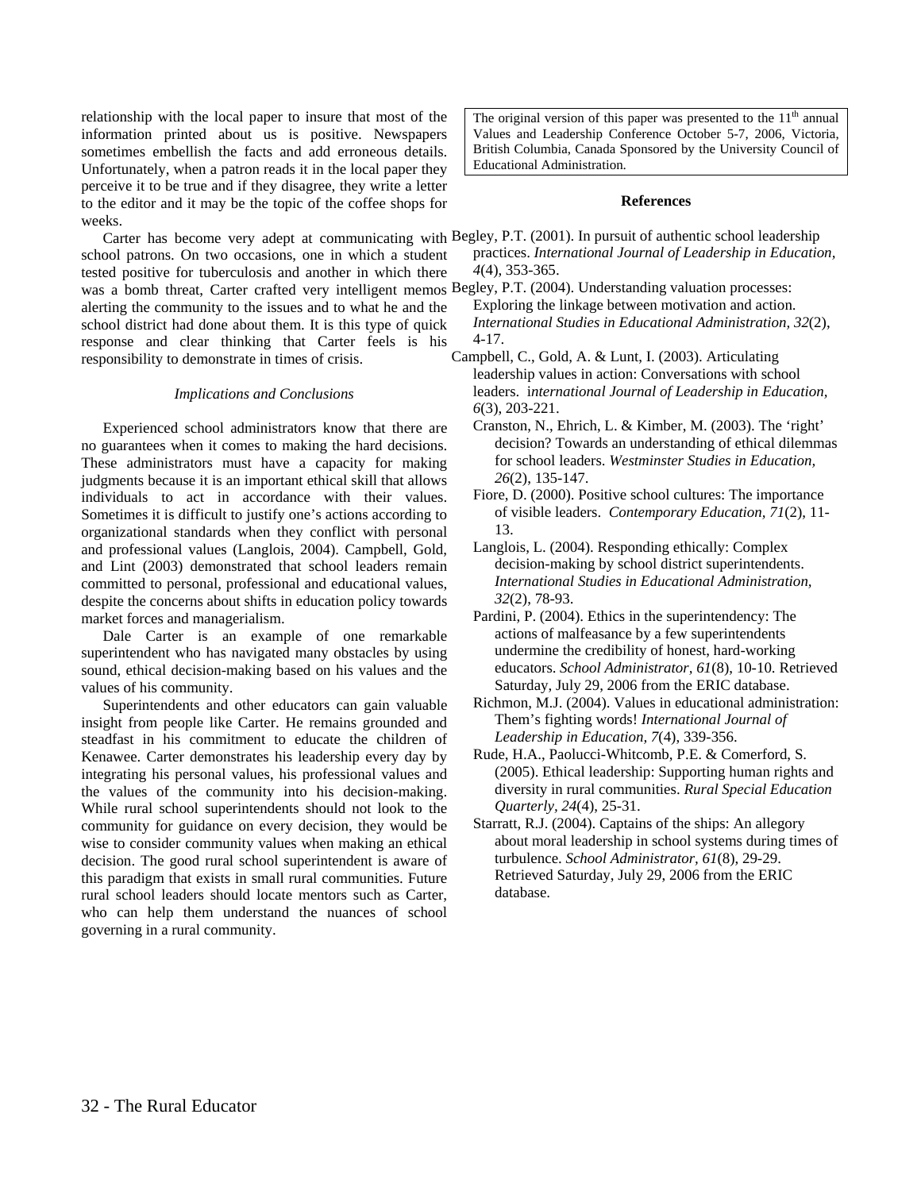relationship with the local paper to insure that most of the information printed about us is positive. Newspapers sometimes embellish the facts and add erroneous details. Unfortunately, when a patron reads it in the local paper they perceive it to be true and if they disagree, they write a letter to the editor and it may be the topic of the coffee shops for weeks.

Carter has become very adept at communicating with school patrons. On two occasions, one in which a student tested positive for tuberculosis and another in which there was a bomb threat, Carter crafted very intelligent memos alerting the community to the issues and to what he and the school district had done about them. It is this type of quick response and clear thinking that Carter feels is his responsibility to demonstrate in times of crisis.

*Implications and Conclusions*

Experienced school administrators know that there are no guarantees when it comes to making the hard decisions. These administrators must have a capacity for making judgments because it is an important ethical skill that allows individuals to act in accordance with their values. Sometimes it is difficult to justify one's actions according to organizational standards when they conflict with personal and professional values (Langlois, 2004). Campbell, Gold, and Lint (2003) demonstrated that school leaders remain committed to personal, professional and educational values, despite the concerns about shifts in education policy towards market forces and managerialism.

Dale Carter is an example of one remarkable superintendent who has navigated many obstacles by using sound, ethical decision-making based on his values and the values of his community.

Superintendents and other educators can gain valuable insight from people like Carter. He remains grounded and steadfast in his commitment to educate the children of Kenawee. Carter demonstrates his leadership every day by integrating his personal values, his professional values and the values of the community into his decision-making. While rural school superintendents should not look to the community for guidance on every decision, they would be wise to consider community values when making an ethical decision. The good rural school superintendent is aware of this paradigm that exists in small rural communities. Future rural school leaders should locate mentors such as Carter, who can help them understand the nuances of school governing in a rural community.

The original version of this paper was presented to the 11th annual Values and Leadership Conference October 5-7, 2006, Victoria, British Columbia, Canada Sponsored by the University Council of Educational Administration.

**References**

Begley, P.T. (2001). In pursuit of authentic school leadership practices. *International Journal of Leadership in Education, 4*(4), 353-365.

Begley, P.T. (2004). Understanding valuation processes: Exploring the linkage between motivation and action. *International Studies in Educational Administration, 32*(2), 4-17.

Campbell, C., Gold, A. & Lunt, I. (2003). Articulating leadership values in action: Conversations with school leaders. i*nternational Journal of Leadership in Education, 6*(3), 203-221.

Cranston, N., Ehrich, L. & Kimber, M. (2003). The 'right' decision? Towards an understanding of ethical dilemmas for school leaders. *Westminster Studies in Education, 26*(2), 135-147.

Fiore, D. (2000). Positive school cultures: The importance of visible leaders. *Contemporary Education, 71*(2), 11-13.

Langlois, L. (2004). Responding ethically: Complex decision-making by school district superintendents. *International Studies in Educational Administration, 32*(2), 78-93.

Pardini, P. (2004). Ethics in the superintendency: The actions of malfeasance by a few superintendents undermine the credibility of honest, hard-working educators. *School Administrator, 61*(8), 10-10. Retrieved Saturday, July 29, 2006 from the ERIC database.

Richmon, M.J. (2004). Values in educational administration: Them's fighting words! *International Journal of Leadership in Education, 7*(4), 339-356.

Rude, H.A., Paolucci-Whitcomb, P.E. & Comerford, S. (2005). Ethical leadership: Supporting human rights and diversity in rural communities. *Rural Special Education Quarterly, 24*(4), 25-31.

Starratt, R.J. (2004). Captains of the ships: An allegory about moral leadership in school systems during times of turbulence. *School Administrator, 61*(8), 29-29. Retrieved Saturday, July 29, 2006 from the ERIC database.